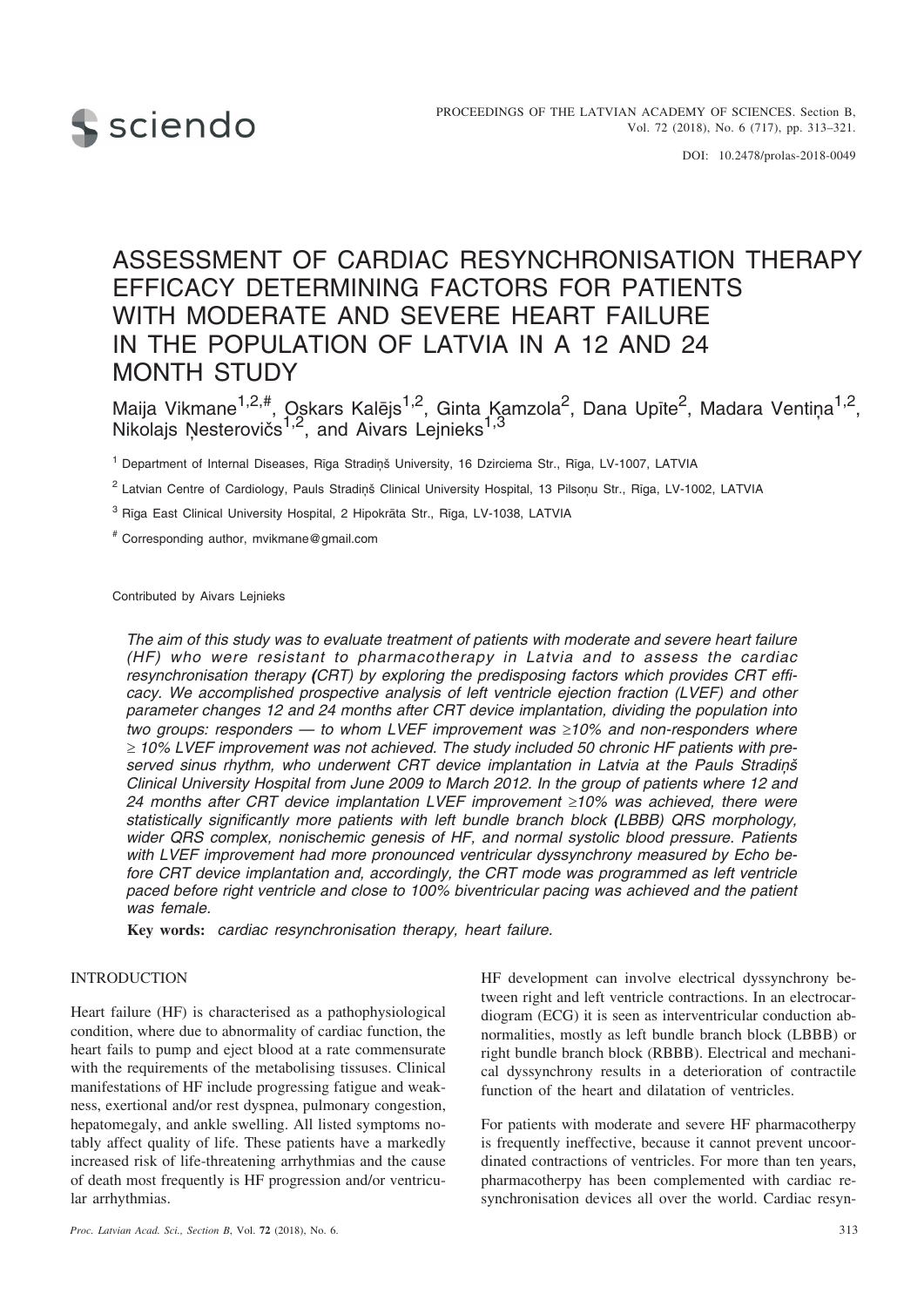# ASSESSMENT OF CARDIAC RESYNCHRONISATION THERAPY EFFICACY DETERMINING FACTORS FOR PATIENTS WITH MODERATE AND SEVERE HEART FAILURE IN THE POPULATION OF LATVIA IN A 12 AND 24 MONTH STUDY

Maija Vikmane[1,2,#], Oskars Kalējs[1,2], Ginta Kamzola[2], Dana Upīte[2], Madara Ventiņa[1,2], Nikolajs Ņesterovičs[1,2], and Aivars Lejnieks[1,3]

[1] Department of Internal Diseases, Rīga Stradiņš University, 16 Dzirciema Str., Rīga, LV-1007, LATVIA

[2] Latvian Centre of Cardiology, Pauls Stradiņš Clinical University Hospital, 13 Pilsoņu Str., Rīga, LV-1002, LATVIA

[3] Rīga East Clinical University Hospital, 2 Hipokrāta Str., Rīga, LV-1038, LATVIA

[#] Corresponding author, mvikmane@gmail.com

Contributed by Aivars Lejnieks

*The aim of this study was to evaluate treatment of patients with moderate and severe heart failure (HF) who were resistant to pharmacotherapy in Latvia and to assess the cardiac resynchronisation therapy **(**CRT) by exploring the predisposing factors which provides CRT efficacy. We accomplished prospective analysis of left ventricle ejection fraction (LVEF) and other parameter changes 12 and 24 months after CRT device implantation, dividing the population into two groups: responders — to whom LVEF improvement was ≥10% and non-responders where ≥ 10% LVEF improvement was not achieved. The study included 50 chronic HF patients with preserved sinus rhythm, who underwent CRT device implantation in Latvia at the Pauls Stradiņš Clinical University Hospital from June 2009 to March 2012. In the group of patients where 12 and 24 months after CRT device implantation LVEF improvement ≥10% was achieved, there were statistically significantly more patients with left bundle branch block **(**LBBB) QRS morphology, wider QRS complex, nonischemic genesis of HF, and normal systolic blood pressure. Patients with LVEF improvement had more pronounced ventricular dyssynchrony measured by Echo before CRT device implantation and, accordingly, the CRT mode was programmed as left ventricle paced before right ventricle and close to 100% biventricular pacing was achieved and the patient was female.*

**Key words:** *cardiac resynchronisation therapy, heart failure.*

## INTRODUCTION

Heart failure (HF) is characterised as a pathophysiological condition, where due to abnormality of cardiac function, the heart fails to pump and eject blood at a rate commensurate with the requirements of the metabolising tissuses. Clinical manifestations of HF include progressing fatigue and weakness, exertional and/or rest dyspnea, pulmonary congestion, hepatomegaly, and ankle swelling. All listed symptoms notably affect quality of life. These patients have a markedly increased risk of life-threatening arrhythmias and the cause of death most frequently is HF progression and/or ventricular arrhythmias.

HF development can involve electrical dyssynchrony between right and left ventricle contractions. In an electrocardiogram (ECG) it is seen as interventricular conduction abnormalities, mostly as left bundle branch block (LBBB) or right bundle branch block (RBBB). Electrical and mechanical dyssynchrony results in a deterioration of contractile function of the heart and dilatation of ventricles.

For patients with moderate and severe HF pharmacotherpy is frequently ineffective, because it cannot prevent uncoordinated contractions of ventricles. For more than ten years, pharmacotherpy has been complemented with cardiac resynchronisation devices all over the world. Cardiac resyn-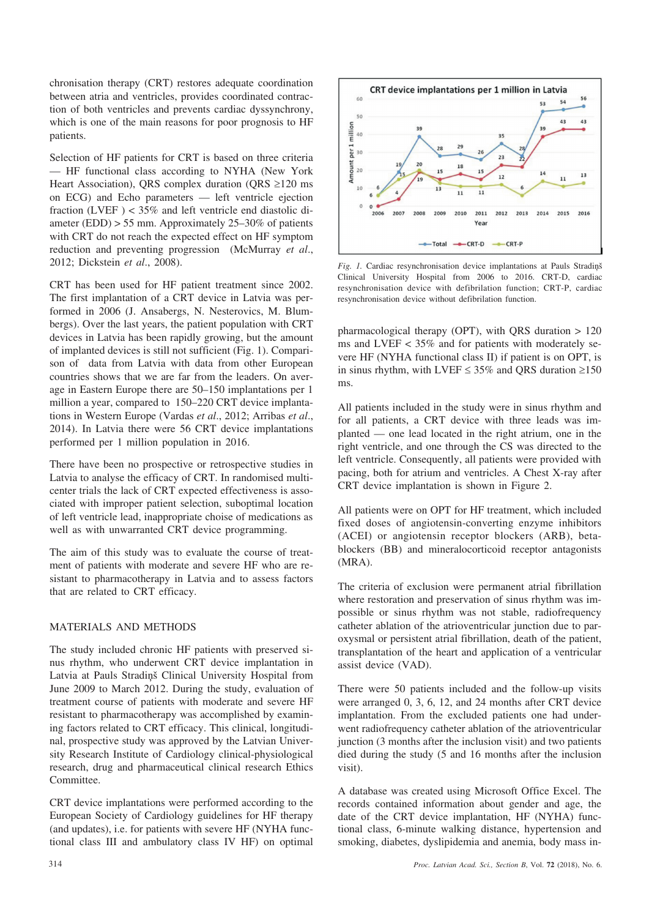chronisation therapy (CRT) restores adequate coordination between atria and ventricles, provides coordinated contraction of both ventricles and prevents cardiac dyssynchrony, which is one of the main reasons for poor prognosis to HF patients.

Selection of HF patients for CRT is based on three criteria — HF functional class according to NYHA (New York Heart Association), QRS complex duration (QRS ≥120 ms on ECG) and Echo parameters — left ventricle ejection fraction (LVEF ) < 35% and left ventricle end diastolic diameter (EDD) > 55 mm. Approximately 25–30% of patients with CRT do not reach the expected effect on HF symptom reduction and preventing progression (McMurray *et al.*, 2012; Dickstein *et al.*, 2008).

CRT has been used for HF patient treatment since 2002. The first implantation of a CRT device in Latvia was performed in 2006 (J. Ansabergs, N. Nesterovics, M. Blumbergs). Over the last years, the patient population with CRT devices in Latvia has been rapidly growing, but the amount of implanted devices is still not sufficient (Fig. 1). Comparison of data from Latvia with data from other European countries shows that we are far from the leaders. On average in Eastern Europe there are 50–150 implantations per 1 million a year, compared to 150–220 CRT device implantations in Western Europe (Vardas *et al.*, 2012; Arribas *et al.*, 2014). In Latvia there were 56 CRT device implantations performed per 1 million population in 2016.

There have been no prospective or retrospective studies in Latvia to analyse the efficacy of CRT. In randomised multicenter trials the lack of CRT expected effectiveness is associated with improper patient selection, suboptimal location of left ventricle lead, inappropriate choise of medications as well as with unwarranted CRT device programming.

The aim of this study was to evaluate the course of treatment of patients with moderate and severe HF who are resistant to pharmacotherapy in Latvia and to assess factors that are related to CRT efficacy.

## MATERIALS AND METHODS

The study included chronic HF patients with preserved sinus rhythm, who underwent CRT device implantation in Latvia at Pauls Stradiņš Clinical University Hospital from June 2009 to March 2012. During the study, evaluation of treatment course of patients with moderate and severe HF resistant to pharmacotherapy was accomplished by examining factors related to CRT efficacy. This clinical, longitudinal, prospective study was approved by the Latvian University Research Institute of Cardiology clinical-physiological research, drug and pharmaceutical clinical research Ethics Committee.

CRT device implantations were performed according to the European Society of Cardiology guidelines for HF therapy (and updates), i.e. for patients with severe HF (NYHA functional class III and ambulatory class IV HF) on optimal pharmacological therapy (OPT), with QRS duration > 120 ms and LVEF < 35% and for patients with moderately severe HF (NYHA functional class II) if patient is on OPT, is in sinus rhythm, with LVEF ≤ 35% and QRS duration ≥150 ms.

*Fig. 1.* Cardiac resynchronisation device implantations at Pauls Stradiņš Clinical University Hospital from 2006 to 2016. CRT-D, cardiac resynchronisation device with defibrination function; CRT-P, cardiac resynchronisation device without defibrilation function.

All patients included in the study were in sinus rhythm and for all patients, a CRT device with three leads was implanted — one lead located in the right atrium, one in the right ventricle, and one through the CS was directed to the left ventricle. Consequently, all patients were provided with pacing, both for atrium and ventricles. A Chest X-ray after CRT device implantation is shown in Figure 2.

All patients were on OPT for HF treatment, which included fixed doses of angiotensin-converting enzyme inhibitors (ACEI) or angiotensin receptor blockers (ARB), beta-blockers (BB) and mineralocorticoid receptor antagonists (MRA).

The criteria of exclusion were permanent atrial fibrillation where restoration and preservation of sinus rhythm was impossible or sinus rhythm was not stable, radiofrequency catheter ablation of the atrioventricular junction due to paroxysmal or persistent atrial fibrillation, death of the patient, transplantation of the heart and application of a ventricular assist device (VAD).

There were 50 patients included and the follow-up visits were arranged 0, 3, 6, 12, and 24 months after CRT device implantation. From the excluded patients one had underwent radiofrequency catheter ablation of the atrioventricular junction (3 months after the inclusion visit) and two patients died during the study (5 and 16 months after the inclusion visit).

A database was created using Microsoft Office Excel. The records contained information about gender and age, the date of the CRT device implantation, HF (NYHA) functional class, 6-minute walking distance, hypertension and smoking, diabetes, dyslipidemia and anemia, body mass in-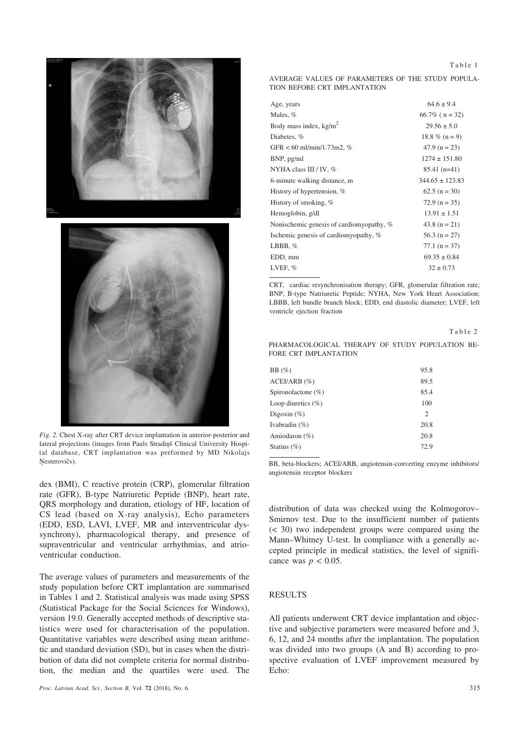*Fig. 2.* Chest X-ray after CRT device implantation in anterior-posterior and lateral projections (images from Pauls Stradiņš Clinical University Hospital database, CRT implantation was performed by MD Nikolajs Ņesterovičs).

dex (BMI), C reactive protein (CRP), glomerular filtration rate (GFR), B-type Natriuretic Peptide (BNP), heart rate, QRS morphology and duration, etiology of HF, location of CS lead (based on X-ray analysis), Echo parameters (EDD, ESD, LAVI, LVEF, MR and interventricular dyssynchrony), pharmacological therapy, and presence of supraventricular and ventricular arrhythmias, and atrioventricular conduction.

The average values of parameters and measurements of the study population before CRT implantation are summarised in Tables 1 and 2. Statistical analysis was made using SPSS (Statistical Package for the Social Sciences for Windows), version 19.0. Generally accepted methods of descriptive statistics were used for characterisation of the population. Quantitative variables were described using mean arithmetic and standard deviation (SD), but in cases when the distribution of data did not complete criteria for normal distribution, the median and the quartiles were used. The distribution of data was checked using the Kolmogorov–Smirnov test. Due to the insufficient number of patients (< 30) two independent groups were compared using the Mann–Whitney U-test. In compliance with a generally accepted principle in medical statistics, the level of significance was $p < 0.05$.

Table 1

AVERAGE VALUES OF PARAMETERS OF THE STUDY POPULATION BEFORE CRT IMPLANTATION

| Parameter | Value |
|---|---|
| Age, years | 64.6 ± 9.4 |
| Males, % | 66.7% ( n = 32) |
| Body mass index, kg/m$^2$ | 29.56 ± 5.0 |
| Diabetes, % | 18.8 % (n = 9) |
| GFR < 60 ml/min/1.73m2, % | 47.9 (n = 23) |
| BNP, pg/ml | 1274 ± 151.80 |
| NYHA class III / IV, % | 85.41 (n=41) |
| 6-minute walking distance, m | 344.65 ± 123.83 |
| History of hypertension, % | 62.5 (n = 30) |
| History of smoking, % | 72.9 (n = 35) |
| Hemoglobin, g/dl | 13.91 ± 1.51 |
| Nonischemic genesis of cardiomyopathy, % | 43.8 (n = 21) |
| Ischemic genesis of cardiomyopathy, % | 56.3 (n = 27) |
| LBBB, % | 77.1 (n = 37) |
| EDD, mm | 69.35 ± 0.84 |
| LVEF, % | 32 ± 0.73 |

CRT, cardiac resynchronisation therapy; GFR, glomerular filtration rate; BNP, B-type Natriuretic Peptide; NYHA, New York Heart Association; LBBB, left bundle branch block; EDD, end diastolic diameter; LVEF, left ventricle ejection fraction

Table 2

PHARMACOLOGICAL THERAPY OF STUDY POPULATION BEFORE CRT IMPLANTATION

| Therapy | Value |
|---|---|
| BB (%) | 95.8 |
| ACEI/ARB (%) | 89.5 |
| Spironolactone (%) | 85.4 |
| Loop diuretics (%) | 100 |
| Digoxin (%) | 2 |
| Ivabradin (%) | 20.8 |
| Amiodaron (%) | 20.8 |
| Statins (%) | 72.9 |

BB, beta-blockers; ACEI/ARB, angiotensin-converting enzyme inhibitors/ angiotensin receptor blockers

## RESULTS

All patients underwent CRT device implantation and objective and subjective parameters were measured before and 3, 6, 12, and 24 months after the implantation. The population was divided into two groups (A and B) according to prospective evaluation of LVEF improvement measured by Echo: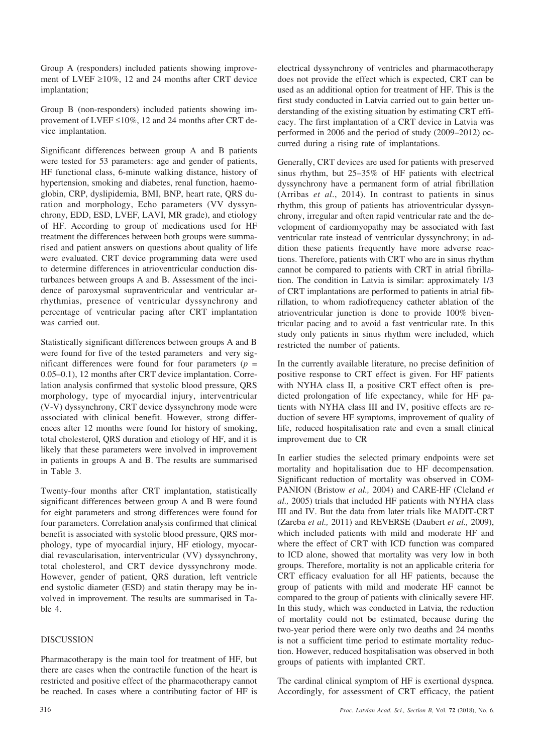Group A (responders) included patients showing improvement of LVEF ≥10%, 12 and 24 months after CRT device implantation;

Group B (non-responders) included patients showing improvement of LVEF ≤10%, 12 and 24 months after CRT device implantation.

Significant differences between group A and B patients were tested for 53 parameters: age and gender of patients, HF functional class, 6-minute walking distance, history of hypertension, smoking and diabetes, renal function, haemoglobin, CRP, dyslipidemia, BMI, BNP, heart rate, QRS duration and morphology, Echo parameters (VV dyssynchrony, EDD, ESD, LVEF, LAVI, MR grade), and etiology of HF. According to group of medications used for HF treatment the differences between both groups were summarised and patient answers on questions about quality of life were evaluated. CRT device programming data were used to determine differences in atrioventricular conduction disturbances between groups A and B. Assessment of the incidence of paroxysmal supraventricular and ventricular arrhythmias, presence of ventricular dyssynchrony and percentage of ventricular pacing after CRT implantation was carried out.

Statistically significant differences between groups A and B were found for five of the tested parameters and very significant differences were found for four parameters ($p$ = 0.05–0.1), 12 months after CRT device implantation. Correlation analysis confirmed that systolic blood pressure, QRS morphology, type of myocardial injury, interventricular (V-V) dyssynchrony, CRT device dyssynchrony mode were associated with clinical benefit. However, strong differences after 12 months were found for history of smoking, total cholesterol, QRS duration and etiology of HF, and it is likely that these parameters were involved in improvement in patients in groups A and B. The results are summarised in Table 3.

Twenty-four months after CRT implantation, statistically significant differences between group A and B were found for eight parameters and strong differences were found for four parameters. Correlation analysis confirmed that clinical benefit is associated with systolic blood pressure, QRS morphology, type of myocardial injury, HF etiology, myocardial revascularisation, interventricular (VV) dyssynchrony, total cholesterol, and CRT device dyssynchrony mode. However, gender of patient, QRS duration, left ventricle end systolic diameter (ESD) and statin therapy may be involved in improvement. The results are summarised in Table 4.

## DISCUSSION

Pharmacotherapy is the main tool for treatment of HF, but there are cases when the contractile function of the heart is restricted and positive effect of the pharmacotherapy cannot be reached. In cases where a contributing factor of HF is electrical dyssynchrony of ventricles and pharmacotherapy does not provide the effect which is expected, CRT can be used as an additional option for treatment of HF. This is the first study conducted in Latvia carried out to gain better understanding of the existing situation by estimating CRT efficacy. The first implantation of a CRT device in Latvia was performed in 2006 and the period of study (2009–2012) occurred during a rising rate of implantations.

Generally, CRT devices are used for patients with preserved sinus rhythm, but 25–35% of HF patients with electrical dyssynchrony have a permanent form of atrial fibrillation (Arribas *et al*., 2014). In contrast to patients in sinus rhythm, this group of patients has atrioventricular dyssynchrony, irregular and often rapid ventricular rate and the development of cardiomyopathy may be associated with fast ventricular rate instead of ventricular dyssynchrony; in addition these patients frequently have more adverse reactions. Therefore, patients with CRT who are in sinus rhythm cannot be compared to patients with CRT in atrial fibrillation. The condition in Latvia is similar: approximately 1/3 of CRT implantations are performed to patients in atrial fibrillation, to whom radiofrequency catheter ablation of the atrioventricular junction is done to provide 100% biventricular pacing and to avoid a fast ventricular rate. In this study only patients in sinus rhythm were included, which restricted the number of patients.

In the currently available literature, no precise definition of positive response to CRT effect is given. For HF patients with NYHA class II, a positive CRT effect often is predicted prolongation of life expectancy, while for HF patients with NYHA class III and IV, positive effects are reduction of severe HF symptoms, improvement of quality of life, reduced hospitalisation rate and even a small clinical improvement due to CR

In earlier studies the selected primary endpoints were set mortality and hopitalisation due to HF decompensation. Significant reduction of mortality was observed in COMPANION (Bristow *et al.,* 2004) and CARE-HF (Cleland *et al.,* 2005) trials that included HF patients with NYHA class III and IV. But the data from later trials like MADIT-CRT (Zareba *et al.,* 2011) and REVERSE (Daubert *et al.,* 2009), which included patients with mild and moderate HF and where the effect of CRT with ICD function was compared to ICD alone, showed that mortality was very low in both groups. Therefore, mortality is not an applicable criteria for CRT efficacy evaluation for all HF patients, because the group of patients with mild and moderate HF cannot be compared to the group of patients with clinically severe HF. In this study, which was conducted in Latvia, the reduction of mortality could not be estimated, because during the two-year period there were only two deaths and 24 months is not a sufficient time period to estimate mortality reduction. However, reduced hospitalisation was observed in both groups of patients with implanted CRT.

The cardinal clinical symptom of HF is exertional dyspnea. Accordingly, for assessment of CRT efficacy, the patient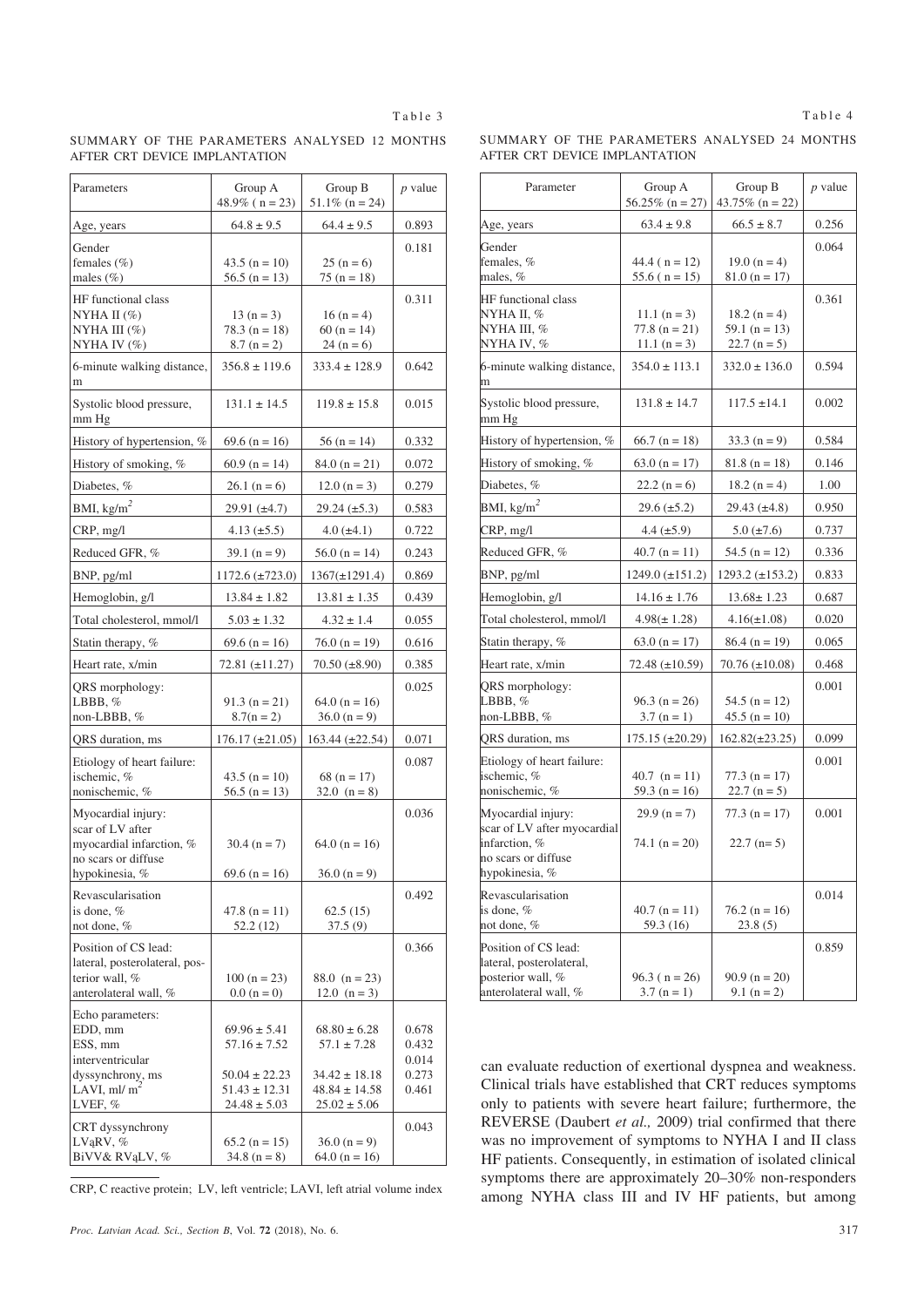Table 3

SUMMARY OF THE PARAMETERS ANALYSED 12 MONTHS AFTER CRT DEVICE IMPLANTATION

| Parameters | Group A 48.9% ( n = 23) | Group B 51.1% (n = 24) | *p* value |
|---|---|---|---|
| Age, years | 64.8 ± 9.5 | 64.4 ± 9.5 | 0.893 |
| Gender<br>females (%)<br>males (%) | <br>43.5 (n = 10)<br>56.5 (n = 13) | <br>25 (n = 6)<br>75 (n = 18) | 0.181 |
| HF functional class<br>NYHA II (%)<br>NYHA III (%)<br>NYHA IV (%) | <br>13 (n = 3)<br>78.3 (n = 18)<br>8.7 (n = 2) | <br>16 (n = 4)<br>60 (n = 14)<br>24 (n = 6) | 0.311 |
| 6-minute walking distance, m | 356.8 ± 119.6 | 333.4 ± 128.9 | 0.642 |
| Systolic blood pressure, mm Hg | 131.1 ± 14.5 | 119.8 ± 15.8 | 0.015 |
| History of hypertension, % | 69.6 (n = 16) | 56 (n = 14) | 0.332 |
| History of smoking, % | 60.9 (n = 14) | 84.0 (n = 21) | 0.072 |
| Diabetes, % | 26.1 (n = 6) | 12.0 (n = 3) | 0.279 |
| BMI, kg/m$^2$ | 29.91 (±4.7) | 29.24 (±5.3) | 0.583 |
| CRP, mg/l | 4.13 (±5.5) | 4.0 (±4.1) | 0.722 |
| Reduced GFR, % | 39.1 (n = 9) | 56.0 (n = 14) | 0.243 |
| BNP, pg/ml | 1172.6 (±723.0) | 1367(±1291.4) | 0.869 |
| Hemoglobin, g/l | 13.84 ± 1.82 | 13.81 ± 1.35 | 0.439 |
| Total cholesterol, mmol/l | 5.03 ± 1.32 | 4.32 ± 1.4 | 0.055 |
| Statin therapy, % | 69.6 (n = 16) | 76.0 (n = 19) | 0.616 |
| Heart rate, x/min | 72.81 (±11.27) | 70.50 (±8.90) | 0.385 |
| QRS morphology:<br>LBBB, %<br>non-LBBB, % | <br>91.3 (n = 21)<br>8.7(n = 2) | <br>64.0 (n = 16)<br>36.0 (n = 9) | 0.025 |
| QRS duration, ms | 176.17 (±21.05) | 163.44 (±22.54) | 0.071 |
| Etiology of heart failure:<br>ischemic, %<br>nonischemic, % | <br>43.5 (n = 10)<br>56.5 (n = 13) | <br>68 (n = 17)<br>32.0 (n = 8) | 0.087 |
| Myocardial injury:<br>scar of LV after myocardial infarction, %<br>no scars or diffuse hypokinesia, % | <br>30.4 (n = 7)<br>69.6 (n = 16) | <br>64.0 (n = 16)<br>36.0 (n = 9) | 0.036 |
| Revascularisation<br>is done, %<br>not done, % | <br>47.8 (n = 11)<br>52.2 (12) | <br>62.5 (15)<br>37.5 (9) | 0.492 |
| Position of CS lead:<br>lateral, posterolateral, posterior wall, %<br>anterolateral wall, % | <br>100 (n = 23)<br>0.0 (n = 0) | <br>88.0 (n = 23)<br>12.0 (n = 3) | 0.366 |
| Echo parameters:<br>EDD, mm<br>ESS, mm<br>interventricular dyssynchrony, ms<br>LAVI, ml/ m$^2$<br>LVEF, % | <br>69.96 ± 5.41<br>57.16 ± 7.52<br>50.04 ± 22.23<br>51.43 ± 12.31<br>24.48 ± 5.03 | <br>68.80 ± 6.28<br>57.1 ± 7.28<br>34.42 ± 18.18<br>48.84 ± 14.58<br>25.02 ± 5.06 | <br>0.678<br>0.432<br>0.014<br>0.273<br>0.461 |
| CRT dyssynchrony<br>LVaRV, %<br>BiVV& RVaLV, % | <br>65.2 (n = 15)<br>34.8 (n = 8) | <br>36.0 (n = 9)<br>64.0 (n = 16) | 0.043 |

CRP, C reactive protein; LV, left ventricle; LAVI, left atrial volume index

Table 4

SUMMARY OF THE PARAMETERS ANALYSED 24 MONTHS AFTER CRT DEVICE IMPLANTATION

| Parameter | Group A 56.25% (n = 27) | Group B 43.75% (n = 22) | *p* value |
|---|---|---|---|
| Age, years | 63.4 ± 9.8 | 66.5 ± 8.7 | 0.256 |
| Gender<br>females, %<br>males, % | <br>44.4 ( n = 12)<br>55.6 ( n = 15) | <br>19.0 (n = 4)<br>81.0 (n = 17) | 0.064 |
| HF functional class<br>NYHA II, %<br>NYHA III, %<br>NYHA IV, % | <br>11.1 (n = 3)<br>77.8 (n = 21)<br>11.1 (n = 3) | <br>18.2 (n = 4)<br>59.1 (n = 13)<br>22.7 (n = 5) | 0.361 |
| 6-minute walking distance, m | 354.0 ± 113.1 | 332.0 ± 136.0 | 0.594 |
| Systolic blood pressure, mm Hg | 131.8 ± 14.7 | 117.5 ±14.1 | 0.002 |
| History of hypertension, % | 66.7 (n = 18) | 33.3 (n = 9) | 0.584 |
| History of smoking, % | 63.0 (n = 17) | 81.8 (n = 18) | 0.146 |
| Diabetes, % | 22.2 (n = 6) | 18.2 (n = 4) | 1.00 |
| BMI, kg/m$^2$ | 29.6 (±5.2) | 29.43 (±4.8) | 0.950 |
| CRP, mg/l | 4.4 (±5.9) | 5.0 (±7.6) | 0.737 |
| Reduced GFR, % | 40.7 (n = 11) | 54.5 (n = 12) | 0.336 |
| BNP, pg/ml | 1249.0 (±151.2) | 1293.2 (±153.2) | 0.833 |
| Hemoglobin, g/l | 14.16 ± 1.76 | 13.68± 1.23 | 0.687 |
| Total cholesterol, mmol/l | 4.98(± 1.28) | 4.16(±1.08) | 0.020 |
| Statin therapy, % | 63.0 (n = 17) | 86.4 (n = 19) | 0.065 |
| Heart rate, x/min | 72.48 (±10.59) | 70.76 (±10.08) | 0.468 |
| QRS morphology:<br>LBBB, %<br>non-LBBB, % | <br>96.3 (n = 26)<br>3.7 (n = 1) | <br>54.5 (n = 12)<br>45.5 (n = 10) | 0.001 |
| QRS duration, ms | 175.15 (±20.29) | 162.82(±23.25) | 0.099 |
| Etiology of heart failure:<br>ischemic, %<br>nonischemic, % | <br>40.7 (n = 11)<br>59.3 (n = 16) | <br>77.3 (n = 17)<br>22.7 (n = 5) | 0.001 |
| Myocardial injury:<br>scar of LV after myocardial infarction, %<br>no scars or diffuse hypokinesia, % | <br>29.9 (n = 7)<br>74.1 (n = 20) | <br>77.3 (n = 17)<br>22.7 (n= 5) | 0.001 |
| Revascularisation<br>is done, %<br>not done, % | <br>40.7 (n = 11)<br>59.3 (16) | <br>76.2 (n = 16)<br>23.8 (5) | 0.014 |
| Position of CS lead:<br>lateral, posterolateral, posterior wall, %<br>anterolateral wall, % | <br>96.3 ( n = 26)<br>3.7 (n = 1) | <br>90.9 (n = 20)<br>9.1 (n = 2) | 0.859 |

can evaluate reduction of exertional dyspnea and weakness. Clinical trials have established that CRT reduces symptoms only to patients with severe heart failure; furthermore, the REVERSE (Daubert *et al.,* 2009) trial confirmed that there was no improvement of symptoms to NYHA I and II class HF patients. Consequently, in estimation of isolated clinical symptoms there are approximately 20–30% non-responders among NYHA class III and IV HF patients, but among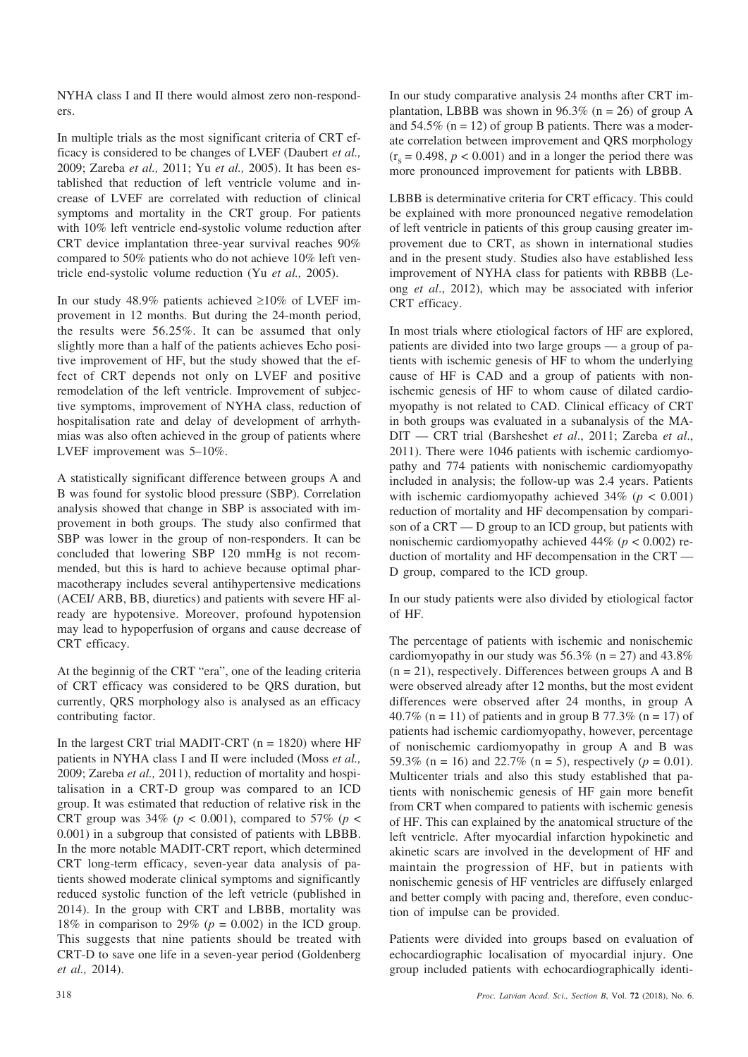NYHA class I and II there would almost zero non-responders.

In multiple trials as the most significant criteria of CRT efficacy is considered to be changes of LVEF (Daubert *et al.,* 2009; Zareba *et al.,* 2011; Yu *et al.,* 2005). It has been established that reduction of left ventricle volume and increase of LVEF are correlated with reduction of clinical symptoms and mortality in the CRT group. For patients with 10% left ventricle end-systolic volume reduction after CRT device implantation three-year survival reaches 90% compared to 50% patients who do not achieve 10% left ventricle end-systolic volume reduction (Yu *et al.,* 2005).

In our study 48.9% patients achieved ≥10% of LVEF improvement in 12 months. But during the 24-month period, the results were 56.25%. It can be assumed that only slightly more than a half of the patients achieves Echo positive improvement of HF, but the study showed that the effect of CRT depends not only on LVEF and positive remodelation of the left ventricle. Improvement of subjective symptoms, improvement of NYHA class, reduction of hospitalisation rate and delay of development of arrhythmias was also often achieved in the group of patients where LVEF improvement was 5–10%.

A statistically significant difference between groups A and B was found for systolic blood pressure (SBP). Correlation analysis showed that change in SBP is associated with improvement in both groups. The study also confirmed that SBP was lower in the group of non-responders. It can be concluded that lowering SBP 120 mmHg is not recommended, but this is hard to achieve because optimal pharmacotherapy includes several antihypertensive medications (ACEI/ ARB, BB, diuretics) and patients with severe HF already are hypotensive. Moreover, profound hypotension may lead to hypoperfusion of organs and cause decrease of CRT efficacy.

At the beginnig of the CRT "era", one of the leading criteria of CRT efficacy was considered to be QRS duration, but currently, QRS morphology also is analysed as an efficacy contributing factor.

In the largest CRT trial MADIT-CRT (n = 1820) where HF patients in NYHA class I and II were included (Moss *et al.,* 2009; Zareba *et al.,* 2011), reduction of mortality and hospitalisation in a CRT-D group was compared to an ICD group. It was estimated that reduction of relative risk in the CRT group was 34% ($p < 0.001$), compared to 57% ($p < 0.001$) in a subgroup that consisted of patients with LBBB. In the more notable MADIT-CRT report, which determined CRT long-term efficacy, seven-year data analysis of patients showed moderate clinical symptoms and significantly reduced systolic function of the left vetricle (published in 2014). In the group with CRT and LBBB, mortality was 18% in comparison to 29% ($p = 0.002$) in the ICD group. This suggests that nine patients should be treated with CRT-D to save one life in a seven-year period (Goldenberg *et al.,* 2014).

In our study comparative analysis 24 months after CRT implantation, LBBB was shown in 96.3% (n = 26) of group A and 54.5% (n = 12) of group B patients. There was a moderate correlation between improvement and QRS morphology ($r_s = 0.498$, $p < 0.001$) and in a longer the period there was more pronounced improvement for patients with LBBB.

LBBB is determinative criteria for CRT efficacy. This could be explained with more pronounced negative remodelation of left ventricle in patients of this group causing greater improvement due to CRT, as shown in international studies and in the present study. Studies also have established less improvement of NYHA class for patients with RBBB (Leong *et al*., 2012), which may be associated with inferior CRT efficacy.

In most trials where etiological factors of HF are explored, patients are divided into two large groups — a group of patients with ischemic genesis of HF to whom the underlying cause of HF is CAD and a group of patients with nonischemic genesis of HF to whom cause of dilated cardiomyopathy is not related to CAD. Clinical efficacy of CRT in both groups was evaluated in a subanalysis of the MADIT — CRT trial (Barsheshet *et al*., 2011; Zareba *et al*., 2011). There were 1046 patients with ischemic cardiomyopathy and 774 patients with nonischemic cardiomyopathy included in analysis; the follow-up was 2.4 years. Patients with ischemic cardiomyopathy achieved 34% ($p < 0.001$) reduction of mortality and HF decompensation by comparison of a CRT — D group to an ICD group, but patients with nonischemic cardiomyopathy achieved 44% ($p < 0.002$) reduction of mortality and HF decompensation in the CRT — D group, compared to the ICD group.

In our study patients were also divided by etiological factor of HF.

The percentage of patients with ischemic and nonischemic cardiomyopathy in our study was 56.3% (n = 27) and 43.8% (n = 21), respectively. Differences between groups A and B were observed already after 12 months, but the most evident differences were observed after 24 months, in group A 40.7% (n = 11) of patients and in group B 77.3% (n = 17) of patients had ischemic cardiomyopathy, however, percentage of nonischemic cardiomyopathy in group A and B was 59.3% (n = 16) and 22.7% (n = 5), respectively ($p = 0.01$). Multicenter trials and also this study established that patients with nonischemic genesis of HF gain more benefit from CRT when compared to patients with ischemic genesis of HF. This can explained by the anatomical structure of the left ventricle. After myocardial infarction hypokinetic and akinetic scars are involved in the development of HF and maintain the progression of HF, but in patients with nonischemic genesis of HF ventricles are diffusely enlarged and better comply with pacing and, therefore, even conduction of impulse can be provided.

Patients were divided into groups based on evaluation of echocardiographic localisation of myocardial injury. One group included patients with echocardiographically identi-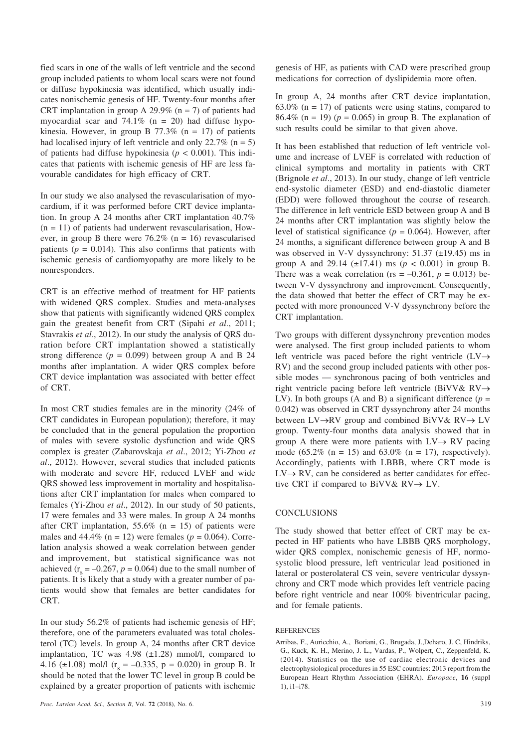fied scars in one of the walls of left ventricle and the second group included patients to whom local scars were not found or diffuse hypokinesia was identified, which usually indicates nonischemic genesis of HF. Twenty-four months after CRT implantation in group A 29.9% (n = 7) of patients had myocardial scar and 74.1% (n = 20) had diffuse hypokinesia. However, in group B 77.3% (n = 17) of patients had localised injury of left ventricle and only 22.7% (n = 5) of patients had diffuse hypokinesia ($p < 0.001$). This indicates that patients with ischemic genesis of HF are less favourable candidates for high efficacy of CRT.

In our study we also analysed the revascularisation of myocardium, if it was performed before CRT device implantation. In group A 24 months after CRT implantation 40.7% (n = 11) of patients had underwent revascularisation, However, in group B there were 76.2% (n = 16) revascularised patients ($p = 0.014$). This also confirms that patients with ischemic genesis of cardiomyopathy are more likely to be nonresponders.

CRT is an effective method of treatment for HF patients with widened QRS complex. Studies and meta-analyses show that patients with significantly widened QRS complex gain the greatest benefit from CRT (Sipahi *et al*., 2011; Stavrakis *et al*., 2012). In our study the analysis of QRS duration before CRT implantation showed a statistically strong difference ($p = 0.099$) between group A and B 24 months after implantation. A wider QRS complex before CRT device implantation was associated with better effect of CRT.

In most CRT studies females are in the minority (24% of CRT candidates in European population); therefore, it may be concluded that in the general population the proportion of males with severe systolic dysfunction and wide QRS complex is greater (Zabarovskaja *et al*., 2012; Yi-Zhou *et al*., 2012). However, several studies that included patients with moderate and severe HF, reduced LVEF and wide QRS showed less improvement in mortality and hospitalisations after CRT implantation for males when compared to females (Yi-Zhou *et al*., 2012). In our study of 50 patients, 17 were females and 33 were males. In group A 24 months after CRT implantation, 55.6% (n = 15) of patients were males and 44.4% (n = 12) were females ($p = 0.064$). Correlation analysis showed a weak correlation between gender and improvement, but statistical significance was not achieved ($r_s = -0.267$, $p = 0.064$) due to the small number of patients. It is likely that a study with a greater number of patients would show that females are better candidates for CRT.

In our study 56.2% of patients had ischemic genesis of HF; therefore, one of the parameters evaluated was total cholesterol (TC) levels. In group A, 24 months after CRT device implantation, TC was 4.98 (±1.28) mmol/l, compared to 4.16 (±1.08) mol/l ($r_s = -0.335$, p = 0.020) in group B. It should be noted that the lower TC level in group B could be explained by a greater proportion of patients with ischemic genesis of HF, as patients with CAD were prescribed group medications for correction of dyslipidemia more often.

In group A, 24 months after CRT device implantation, 63.0% (n = 17) of patients were using statins, compared to 86.4% (n = 19) ($p = 0.065$) in group B. The explanation of such results could be similar to that given above.

It has been established that reduction of left ventricle volume and increase of LVEF is correlated with reduction of clinical symptoms and mortality in patients with CRT (Brignole *et al*., 2013). In our study, change of left ventricle end-systolic diameter (ESD) and end-diastolic diameter (EDD) were followed throughout the course of research. The difference in left ventricle ESD between group A and B 24 months after CRT implantation was slightly below the level of statistical significance ($p = 0.064$). However, after 24 months, a significant difference between group A and B was observed in V-V dyssynchrony: 51.37 (±19.45) ms in group A and 29.14 (±17.41) ms ($p < 0.001$) in group B. There was a weak correlation (rs = –0.361, $p = 0.013$) between V-V dyssynchrony and improvement. Consequently, the data showed that better the effect of CRT may be expected with more pronounced V-V dyssynchrony before the CRT implantation.

Two groups with different dyssynchrony prevention modes were analysed. The first group included patients to whom left ventricle was paced before the right ventricle (LV→ RV) and the second group included patients with other possible modes — synchronous pacing of both ventricles and right ventricle pacing before left ventricle (BiVV& RV→ LV). In both groups (A and B) a significant difference ($p = 0.042$) was observed in CRT dyssynchrony after 24 months between LV→RV group and combined BiVV& RV→ LV group. Twenty-four months data analysis showed that in group A there were more patients with LV→ RV pacing mode (65.2% (n = 15) and 63.0% (n = 17), respectively). Accordingly, patients with LBBB, where CRT mode is LV→ RV, can be considered as better candidates for effective CRT if compared to BiVV& RV→ LV.

## CONCLUSIONS

The study showed that better effect of CRT may be expected in HF patients who have LBBB QRS morphology, wider QRS complex, nonischemic genesis of HF, normosystolic blood pressure, left ventricular lead positioned in lateral or posterolateral CS vein, severe ventricular dyssynchrony and CRT mode which provides left ventricle pacing before right ventricle and near 100% biventricular pacing, and for female patients.

## REFERENCES

Arribas, F., Auricchio, A., Boriani, G., Brugada, J.,Deharo, J. C, Hindriks, G., Kuck, K. H., Merino, J. L., Vardas, P., Wolpert, C., Zeppenfeld, K. (2014). Statistics on the use of cardiac electronic devices and electrophysiological procedures in 55 ESC countries: 2013 report from the European Heart Rhythm Association (EHRA). *Europace*, **16** (suppl 1), i1–i78.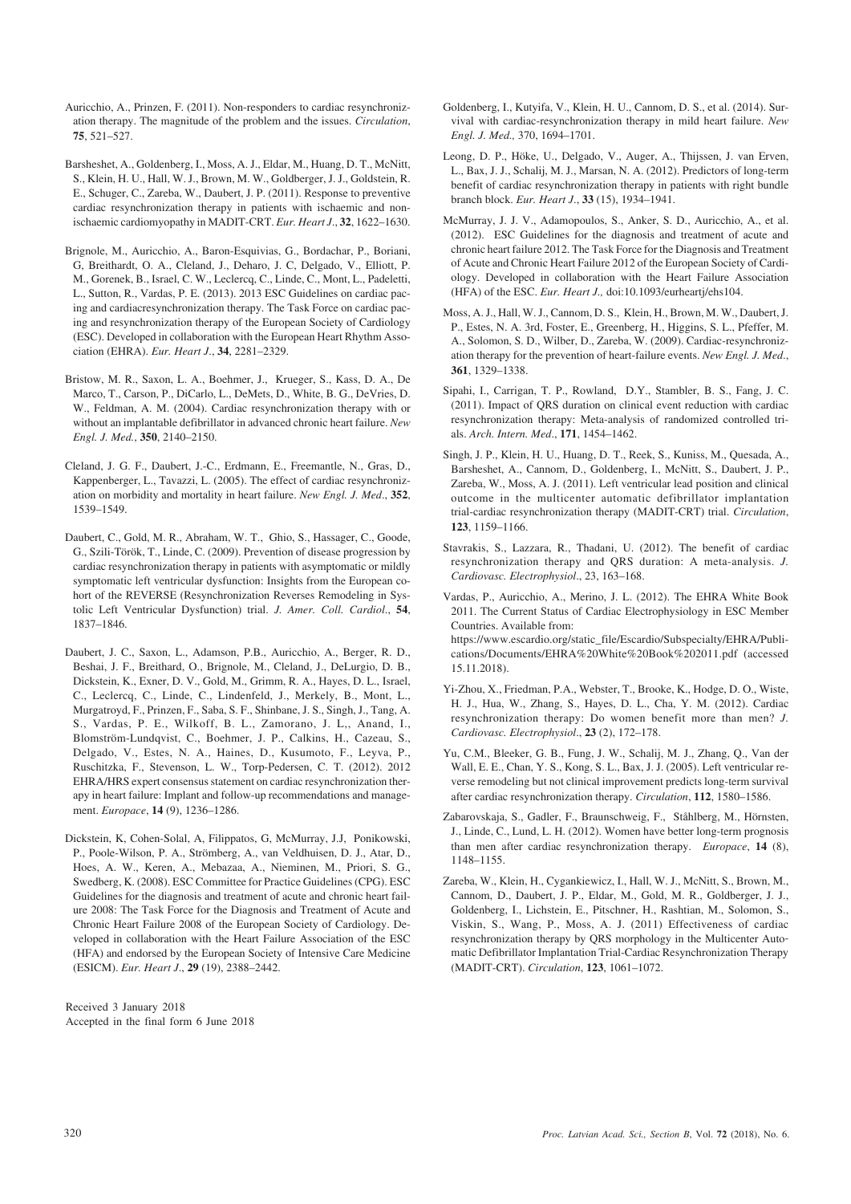Auricchio, A., Prinzen, F. (2011). Non-responders to cardiac resynchronization therapy. The magnitude of the problem and the issues. *Circulation*, **75**, 521–527.

Barsheshet, A., Goldenberg, I., Moss, A. J., Eldar, M., Huang, D. T., McNitt, S., Klein, H. U., Hall, W. J., Brown, M. W., Goldberger, J. J., Goldstein, R. E., Schuger, C., Zareba, W., Daubert, J. P. (2011). Response to preventive cardiac resynchronization therapy in patients with ischaemic and nonischaemic cardiomyopathy in MADIT-CRT. *Eur. Heart J*., **32**, 1622–1630.

Brignole, M., Auricchio, A., Baron-Esquivias, G., Bordachar, P., Boriani, G, Breithardt, O. A., Cleland, J., Deharo, J. C, Delgado, V., Elliott, P. M., Gorenek, B., Israel, C. W., Leclercq, C., Linde, C., Mont, L., Padeletti, L., Sutton, R., Vardas, P. E. (2013). 2013 ESC Guidelines on cardiac pacing and cardiacresynchronization therapy. The Task Force on cardiac pacing and resynchronization therapy of the European Society of Cardiology (ESC). Developed in collaboration with the European Heart Rhythm Association (EHRA). *Eur. Heart J*., **34**, 2281–2329.

Bristow, M. R., Saxon, L. A., Boehmer, J., Krueger, S., Kass, D. A., De Marco, T., Carson, P., DiCarlo, L., DeMets, D., White, B. G., DeVries, D. W., Feldman, A. M. (2004). Cardiac resynchronization therapy with or without an implantable defibrillator in advanced chronic heart failure. *New Engl. J. Med.*, **350**, 2140–2150.

Cleland, J. G. F., Daubert, J.-C., Erdmann, E., Freemantle, N., Gras, D., Kappenberger, L., Tavazzi, L. (2005). The effect of cardiac resynchronization on morbidity and mortality in heart failure. *New Engl. J. Med*., **352**, 1539–1549.

Daubert, C., Gold, M. R., Abraham, W. T., Ghio, S., Hassager, C., Goode, G., Szili-Török, T., Linde, C. (2009). Prevention of disease progression by cardiac resynchronization therapy in patients with asymptomatic or mildly symptomatic left ventricular dysfunction: Insights from the European cohort of the REVERSE (Resynchronization Reverses Remodeling in Systolic Left Ventricular Dysfunction) trial. *J. Amer. Coll. Cardiol*., **54**, 1837–1846.

Daubert, J. C., Saxon, L., Adamson, P.B., Auricchio, A., Berger, R. D., Beshai, J. F., Breithard, O., Brignole, M., Cleland, J., DeLurgio, D. B., Dickstein, K., Exner, D. V., Gold, M., Grimm, R. A., Hayes, D. L., Israel, C., Leclercq, C., Linde, C., Lindenfeld, J., Merkely, B., Mont, L., Murgatroyd, F., Prinzen, F., Saba, S. F., Shinbane, J. S., Singh, J., Tang, A. S., Vardas, P. E., Wilkoff, B. L., Zamorano, J. L., Anand, I., Blomström-Lundqvist, C., Boehmer, J. P., Calkins, H., Cazeau, S., Delgado, V., Estes, N. A., Haines, D., Kusumoto, F., Leyva, P., Ruschitzka, F., Stevenson, L. W., Torp-Pedersen, C. T. (2012). 2012 EHRA/HRS expert consensus statement on cardiac resynchronization therapy in heart failure: Implant and follow-up recommendations and management. *Europace*, **14** (9), 1236–1286.

Dickstein, K, Cohen-Solal, A, Filippatos, G, McMurray, J.J, Ponikowski, P., Poole-Wilson, P. A., Strömberg, A., van Veldhuisen, D. J., Atar, D., Hoes, A. W., Keren, A., Mebazaa, A., Nieminen, M., Priori, S. G., Swedberg, K. (2008). ESC Committee for Practice Guidelines (CPG). ESC Guidelines for the diagnosis and treatment of acute and chronic heart failure 2008: The Task Force for the Diagnosis and Treatment of Acute and Chronic Heart Failure 2008 of the European Society of Cardiology. Developed in collaboration with the Heart Failure Association of the ESC (HFA) and endorsed by the European Society of Intensive Care Medicine (ESICM). *Eur. Heart J*., **29** (19), 2388–2442.

Received 3 January 2018
Accepted in the final form 6 June 2018

Goldenberg, I., Kutyifa, V., Klein, H. U., Cannom, D. S., et al. (2014). Survival with cardiac-resynchronization therapy in mild heart failure. *New Engl. J. Med.,* 370, 1694–1701.

Leong, D. P., Höke, U., Delgado, V., Auger, A., Thijssen, J. van Erven, L., Bax, J. J., Schalij, M. J., Marsan, N. A. (2012). Predictors of long-term benefit of cardiac resynchronization therapy in patients with right bundle branch block. *Eur. Heart J*., **33** (15), 1934–1941.

McMurray, J. J. V., Adamopoulos, S., Anker, S. D., Auricchio, A., et al. (2012). ESC Guidelines for the diagnosis and treatment of acute and chronic heart failure 2012. The Task Force for the Diagnosis and Treatment of Acute and Chronic Heart Failure 2012 of the European Society of Cardiology. Developed in collaboration with the Heart Failure Association (HFA) of the ESC. *Eur. Heart J.,* doi:10.1093/eurheartj/ehs104.

Moss, A. J., Hall, W. J., Cannom, D. S., Klein, H., Brown, M. W., Daubert, J. P., Estes, N. A. 3rd, Foster, E., Greenberg, H., Higgins, S. L., Pfeffer, M. A., Solomon, S. D., Wilber, D., Zareba, W. (2009). Cardiac-resynchronization therapy for the prevention of heart-failure events. *New Engl. J. Med*., **361**, 1329–1338.

Sipahi, I., Carrigan, T. P., Rowland, D.Y., Stambler, B. S., Fang, J. C. (2011). Impact of QRS duration on clinical event reduction with cardiac resynchronization therapy: Meta-analysis of randomized controlled trials. *Arch. Intern. Med*., **171**, 1454–1462.

Singh, J. P., Klein, H. U., Huang, D. T., Reek, S., Kuniss, M., Quesada, A., Barsheshet, A., Cannom, D., Goldenberg, I., McNitt, S., Daubert, J. P., Zareba, W., Moss, A. J. (2011). Left ventricular lead position and clinical outcome in the multicenter automatic defibrillator implantation trial-cardiac resynchronization therapy (MADIT-CRT) trial. *Circulation*, **123**, 1159–1166.

Stavrakis, S., Lazzara, R., Thadani, U. (2012). The benefit of cardiac resynchronization therapy and QRS duration: A meta-analysis. *J. Cardiovasc. Electrophysiol*., 23, 163–168.

Vardas, P., Auricchio, A., Merino, J. L. (2012). The EHRA White Book 2011. The Current Status of Cardiac Electrophysiology in ESC Member Countries. Available from:
https://www.escardio.org/static_file/Escardio/Subspecialty/EHRA/Publications/Documents/EHRA%20White%20Book%202011.pdf (accessed 15.11.2018).

Yi-Zhou, X., Friedman, P.A., Webster, T., Brooke, K., Hodge, D. O., Wiste, H. J., Hua, W., Zhang, S., Hayes, D. L., Cha, Y. M. (2012). Cardiac resynchronization therapy: Do women benefit more than men? *J. Cardiovasc. Electrophysiol*., **23** (2), 172–178.

Yu, C.M., Bleeker, G. B., Fung, J. W., Schalij, M. J., Zhang, Q., Van der Wall, E. E., Chan, Y. S., Kong, S. L., Bax, J. J. (2005). Left ventricular reverse remodeling but not clinical improvement predicts long-term survival after cardiac resynchronization therapy. *Circulation*, **112**, 1580–1586.

Zabarovskaja, S., Gadler, F., Braunschweig, F., Ståhlberg, M., Hörnsten, J., Linde, C., Lund, L. H. (2012). Women have better long-term prognosis than men after cardiac resynchronization therapy. *Europace*, **14** (8), 1148–1155.

Zareba, W., Klein, H., Cygankiewicz, I., Hall, W. J., McNitt, S., Brown, M., Cannom, D., Daubert, J. P., Eldar, M., Gold, M. R., Goldberger, J. J., Goldenberg, I., Lichstein, E., Pitschner, H., Rashtian, M., Solomon, S., Viskin, S., Wang, P., Moss, A. J. (2011) Effectiveness of cardiac resynchronization therapy by QRS morphology in the Multicenter Automatic Defibrillator Implantation Trial-Cardiac Resynchronization Therapy (MADIT-CRT). *Circulation*, **123**, 1061–1072.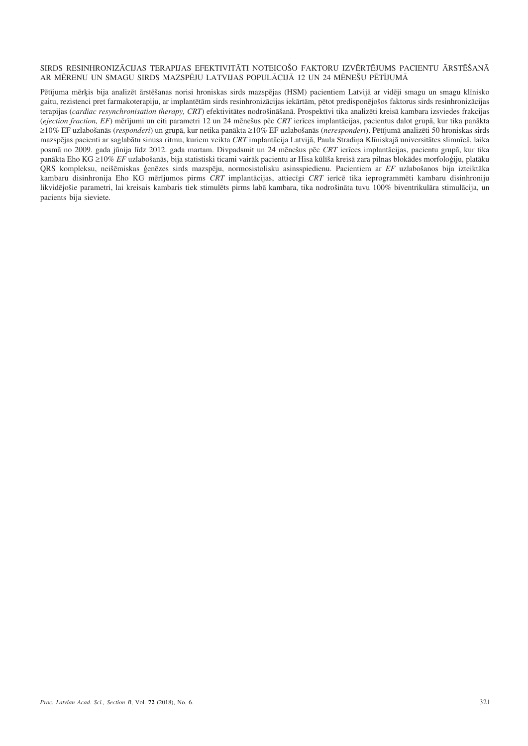## SIRDS RESINHRONIZĀCIJAS TERAPIJAS EFEKTIVITĀTI NOTEICOŠO FAKTORU IZVĒRTĒJUMS PACIENTU ĀRSTĒŠANĀ AR MĒRENU UN SMAGU SIRDS MAZSPĒJU LATVIJAS POPULĀCIJĀ 12 UN 24 MĒNEŠU PĒTĪJUMĀ

Pētījuma mērķis bija analizēt ārstēšanas norisi hroniskas sirds mazspējas (HSM) pacientiem Latvijā ar vidēji smagu un smagu klīnisko gaitu, rezistenci pret farmakoterapiju, ar implantētām sirds resinhronizācijas iekārtām, pētot predisponējošos faktorus sirds resinhronizācijas terapijas (*cardiac resynchronisation therapy, CRT*) efektivitātes nodrošināšanā. Prospektīvi tika analizēti kreisā kambara izsviedes frakcijas (*ejection fraction, EF*) mērījumi un citi parametri 12 un 24 mēnešus pēc *CRT* ierīces implantācijas, pacientus dalot grupā, kur tika panākta ≥10% EF uzlabošanās (*responderi*) un grupā, kur netika panākta ≥10% EF uzlabošanās (*neresponderi*). Pētījumā analizēti 50 hroniskas sirds mazspējas pacienti ar saglabātu sinusa ritmu, kuriem veikta *CRT* implantācija Latvijā, Paula Stradiņa Klīniskajā universitātes slimnīcā, laika posmā no 2009. gada jūnija līdz 2012. gada martam. Divpadsmit un 24 mēnešus pēc *CRT* ierīces implantācijas, pacientu grupā, kur tika panākta Eho KG ≥10% *EF* uzlabošanās, bija statistiski ticami vairāk pacientu ar Hisa kūlīša kreisā zara pilnas blokādes morfoloģiju, platāku QRS kompleksu, neišēmiskas ģenēzes sirds mazspēju, normosistolisku asinsspiedienu. Pacientiem ar *EF* uzlabošanos bija izteiktāka kambaru disinhronija Eho KG mērījumos pirms *CRT* implantācijas, attiecīgi *CRT* ierīcē tika ieprogrammēti kambaru disinhroniju likvidējošie parametri, lai kreisais kambaris tiek stimulēts pirms labā kambara, tika nodrošināta tuvu 100% biventrikulāra stimulācija, un pacients bija sieviete.